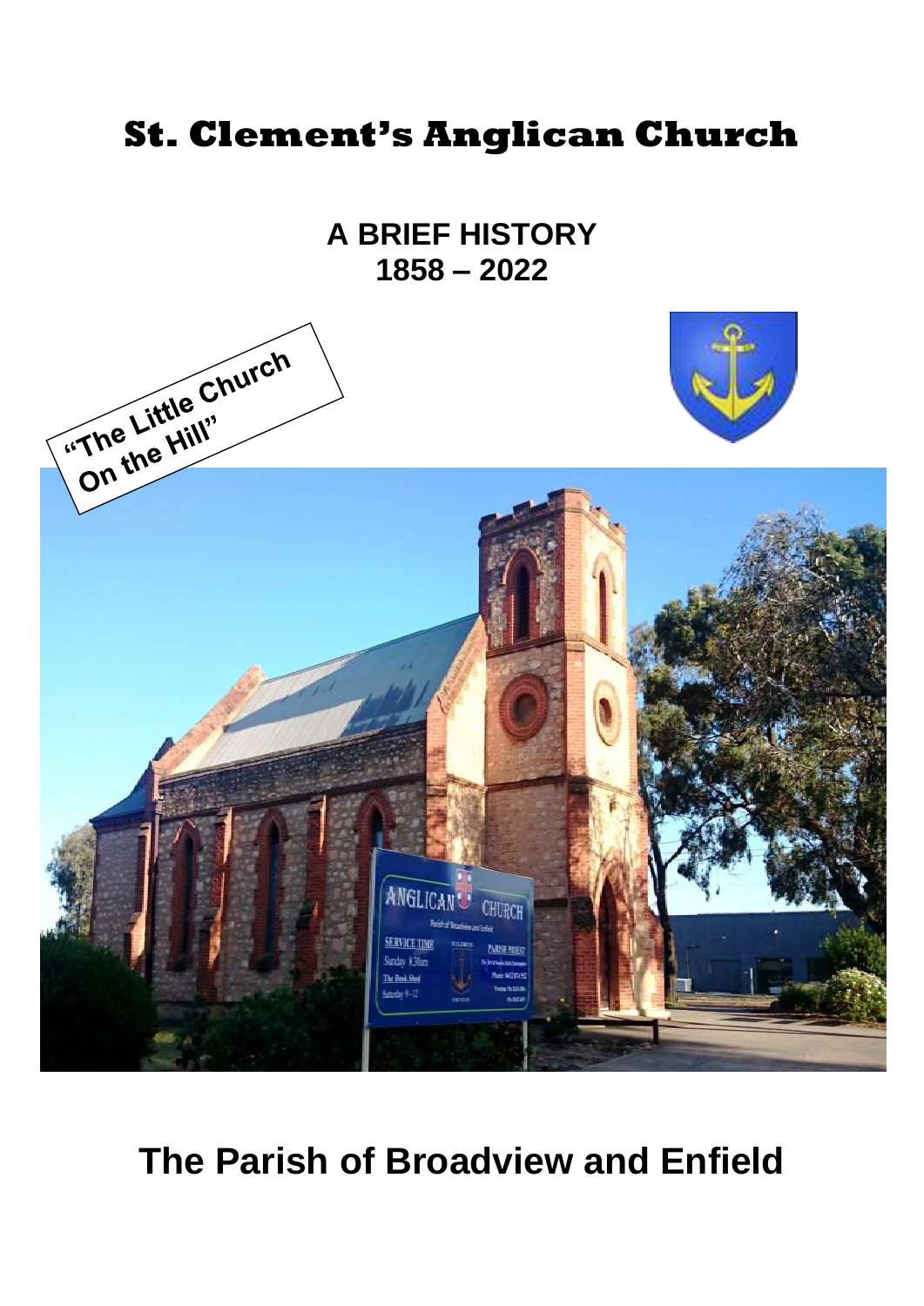# St. Clement's Anglican Church

## A BRIEF HISTORY
## 1858 – 2022

"The Little Church On the Hill"

## The Parish of Broadview and Enfield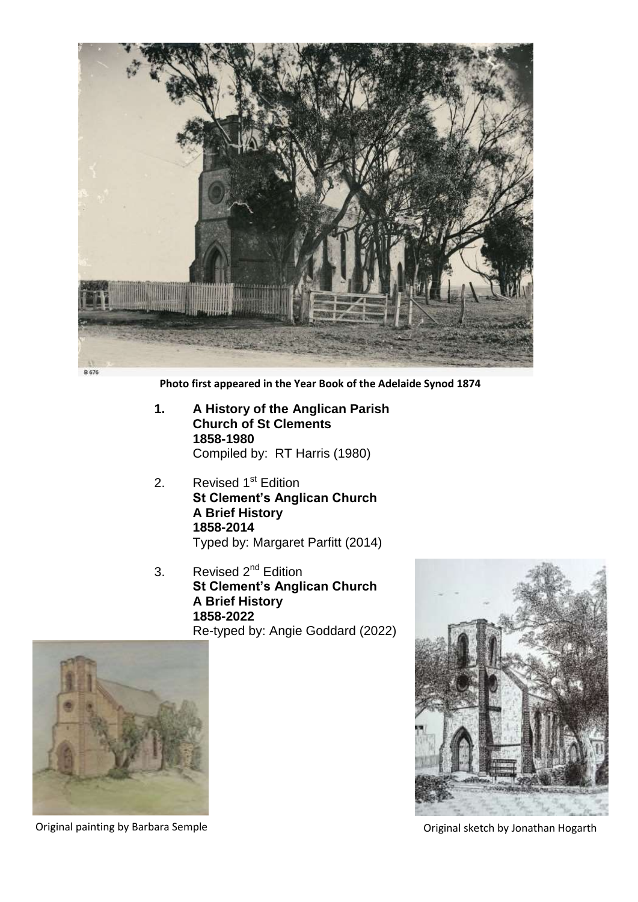Photo first appeared in the Year Book of the Adelaide Synod 1874

1. **A History of the Anglican Parish Church of St Clements**
   **1858-1980**
   Compiled by: RT Harris (1980)

2. Revised 1st Edition
   **St Clement's Anglican Church**
   **A Brief History**
   **1858-2014**
   Typed by: Margaret Parfitt (2014)

3. Revised 2nd Edition
   **St Clement's Anglican Church**
   **A Brief History**
   **1858-2022**
   Re-typed by: Angie Goddard (2022)

Original painting by Barbara Semple

Original sketch by Jonathan Hogarth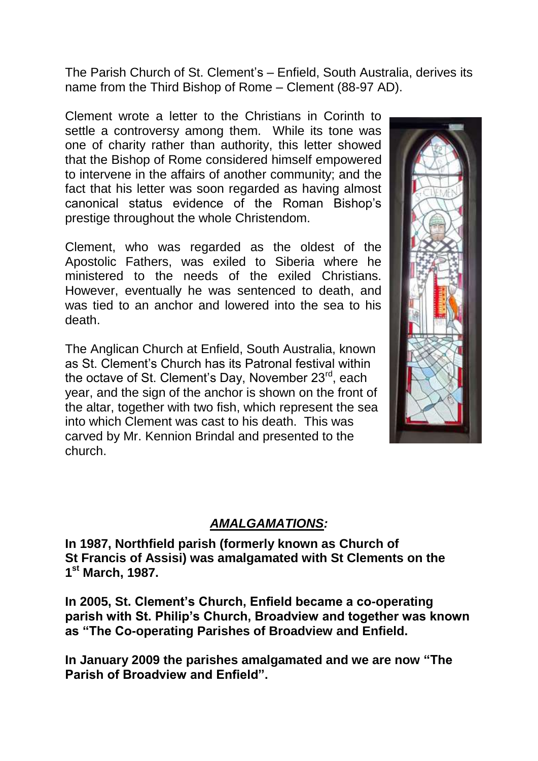The Parish Church of St. Clement's – Enfield, South Australia, derives its name from the Third Bishop of Rome – Clement (88-97 AD).

Clement wrote a letter to the Christians in Corinth to settle a controversy among them. While its tone was one of charity rather than authority, this letter showed that the Bishop of Rome considered himself empowered to intervene in the affairs of another community; and the fact that his letter was soon regarded as having almost canonical status evidence of the Roman Bishop's prestige throughout the whole Christendom.

Clement, who was regarded as the oldest of the Apostolic Fathers, was exiled to Siberia where he ministered to the needs of the exiled Christians. However, eventually he was sentenced to death, and was tied to an anchor and lowered into the sea to his death.

The Anglican Church at Enfield, South Australia, known as St. Clement's Church has its Patronal festival within the octave of St. Clement's Day, November 23rd, each year, and the sign of the anchor is shown on the front of the altar, together with two fish, which represent the sea into which Clement was cast to his death. This was carved by Mr. Kennion Brindal and presented to the church.

## ***AMALGAMATIONS:***

**In 1987, Northfield parish (formerly known as Church of St Francis of Assisi) was amalgamated with St Clements on the 1st March, 1987.**

**In 2005, St. Clement's Church, Enfield became a co-operating parish with St. Philip's Church, Broadview and together was known as "The Co-operating Parishes of Broadview and Enfield.**

**In January 2009 the parishes amalgamated and we are now "The Parish of Broadview and Enfield".**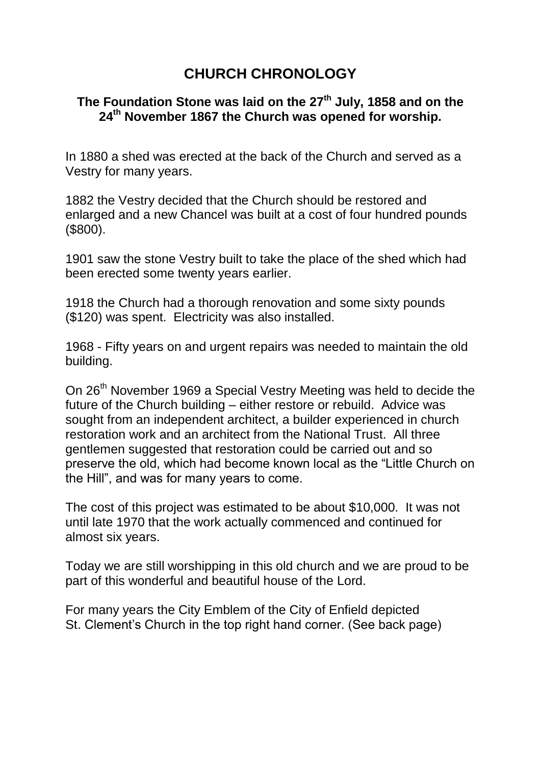# CHURCH CHRONOLOGY

**The Foundation Stone was laid on the 27th July, 1858 and on the 24th November 1867 the Church was opened for worship.**

In 1880 a shed was erected at the back of the Church and served as a Vestry for many years.

1882 the Vestry decided that the Church should be restored and enlarged and a new Chancel was built at a cost of four hundred pounds ($800).

1901 saw the stone Vestry built to take the place of the shed which had been erected some twenty years earlier.

1918 the Church had a thorough renovation and some sixty pounds ($120) was spent. Electricity was also installed.

1968 - Fifty years on and urgent repairs was needed to maintain the old building.

On 26th November 1969 a Special Vestry Meeting was held to decide the future of the Church building – either restore or rebuild. Advice was sought from an independent architect, a builder experienced in church restoration work and an architect from the National Trust. All three gentlemen suggested that restoration could be carried out and so preserve the old, which had become known local as the "Little Church on the Hill", and was for many years to come.

The cost of this project was estimated to be about $10,000. It was not until late 1970 that the work actually commenced and continued for almost six years.

Today we are still worshipping in this old church and we are proud to be part of this wonderful and beautiful house of the Lord.

For many years the City Emblem of the City of Enfield depicted St. Clement's Church in the top right hand corner. (See back page)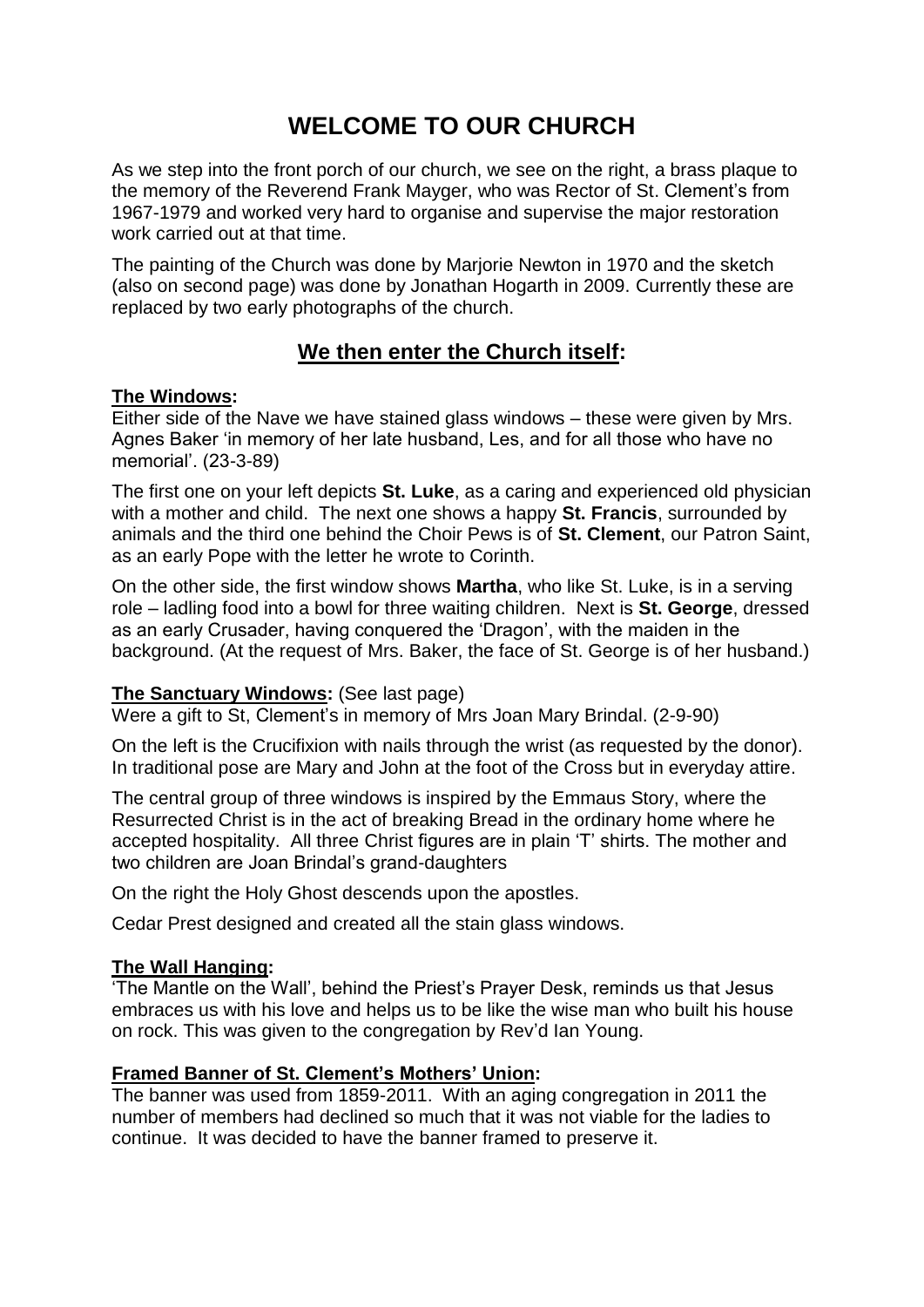# WELCOME TO OUR CHURCH

As we step into the front porch of our church, we see on the right, a brass plaque to the memory of the Reverend Frank Mayger, who was Rector of St. Clement's from 1967-1979 and worked very hard to organise and supervise the major restoration work carried out at that time.

The painting of the Church was done by Marjorie Newton in 1970 and the sketch (also on second page) was done by Jonathan Hogarth in 2009. Currently these are replaced by two early photographs of the church.

## <u>We then enter the Church itself</u>:

**<u>The Windows</u>:**
Either side of the Nave we have stained glass windows – these were given by Mrs. Agnes Baker 'in memory of her late husband, Les, and for all those who have no memorial'. (23-3-89)

The first one on your left depicts **St. Luke**, as a caring and experienced old physician with a mother and child. The next one shows a happy **St. Francis**, surrounded by animals and the third one behind the Choir Pews is of **St. Clement**, our Patron Saint, as an early Pope with the letter he wrote to Corinth.

On the other side, the first window shows **Martha**, who like St. Luke, is in a serving role – ladling food into a bowl for three waiting children. Next is **St. George**, dressed as an early Crusader, having conquered the 'Dragon', with the maiden in the background. (At the request of Mrs. Baker, the face of St. George is of her husband.)

**<u>The Sanctuary Windows</u>:** (See last page)
Were a gift to St, Clement's in memory of Mrs Joan Mary Brindal. (2-9-90)

On the left is the Crucifixion with nails through the wrist (as requested by the donor). In traditional pose are Mary and John at the foot of the Cross but in everyday attire.

The central group of three windows is inspired by the Emmaus Story, where the Resurrected Christ is in the act of breaking Bread in the ordinary home where he accepted hospitality. All three Christ figures are in plain 'T' shirts. The mother and two children are Joan Brindal's grand-daughters

On the right the Holy Ghost descends upon the apostles.

Cedar Prest designed and created all the stain glass windows.

**<u>The Wall Hanging</u>:**
'The Mantle on the Wall', behind the Priest's Prayer Desk, reminds us that Jesus embraces us with his love and helps us to be like the wise man who built his house on rock. This was given to the congregation by Rev'd Ian Young.

**<u>Framed Banner of St. Clement's Mothers' Union</u>:**
The banner was used from 1859-2011. With an aging congregation in 2011 the number of members had declined so much that it was not viable for the ladies to continue. It was decided to have the banner framed to preserve it.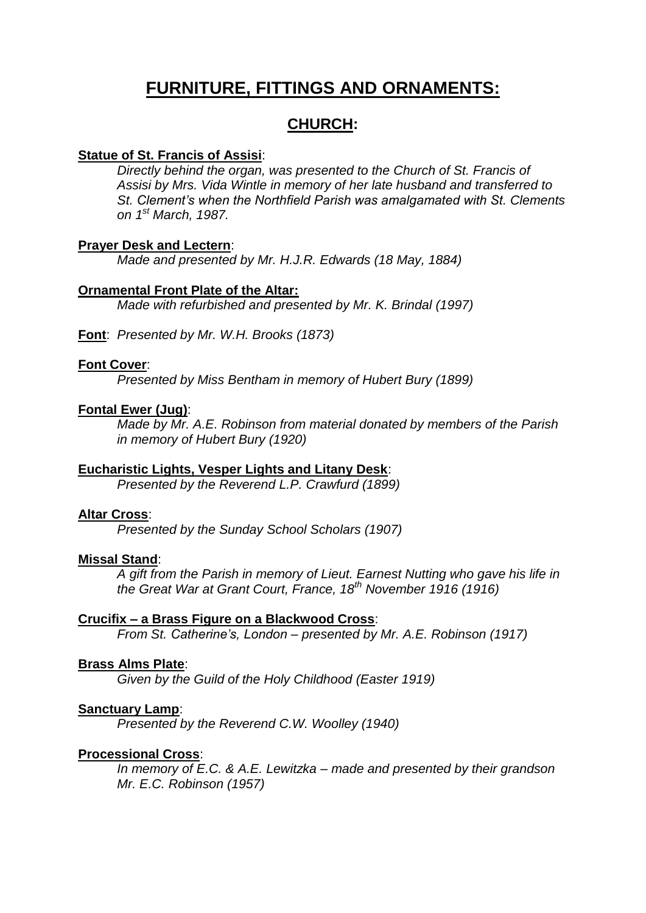# FURNITURE, FITTINGS AND ORNAMENTS:

## CHURCH:

**Statue of St. Francis of Assisi**:

*Directly behind the organ, was presented to the Church of St. Francis of Assisi by Mrs. Vida Wintle in memory of her late husband and transferred to St. Clement's when the Northfield Parish was amalgamated with St. Clements on 1st March, 1987.*

**Prayer Desk and Lectern**:

*Made and presented by Mr. H.J.R. Edwards (18 May, 1884)*

**Ornamental Front Plate of the Altar:**

*Made with refurbished and presented by Mr. K. Brindal (1997)*

**Font**: *Presented by Mr. W.H. Brooks (1873)*

**Font Cover**:

*Presented by Miss Bentham in memory of Hubert Bury (1899)*

**Fontal Ewer (Jug)**:

*Made by Mr. A.E. Robinson from material donated by members of the Parish in memory of Hubert Bury (1920)*

**Eucharistic Lights, Vesper Lights and Litany Desk**:

*Presented by the Reverend L.P. Crawfurd (1899)*

**Altar Cross**:

*Presented by the Sunday School Scholars (1907)*

**Missal Stand**:

*A gift from the Parish in memory of Lieut. Earnest Nutting who gave his life in the Great War at Grant Court, France, 18th November 1916 (1916)*

**Crucifix – a Brass Figure on a Blackwood Cross**:

*From St. Catherine's, London – presented by Mr. A.E. Robinson (1917)*

**Brass Alms Plate**:

*Given by the Guild of the Holy Childhood (Easter 1919)*

**Sanctuary Lamp**:

*Presented by the Reverend C.W. Woolley (1940)*

**Processional Cross**:

*In memory of E.C. & A.E. Lewitzka – made and presented by their grandson Mr. E.C. Robinson (1957)*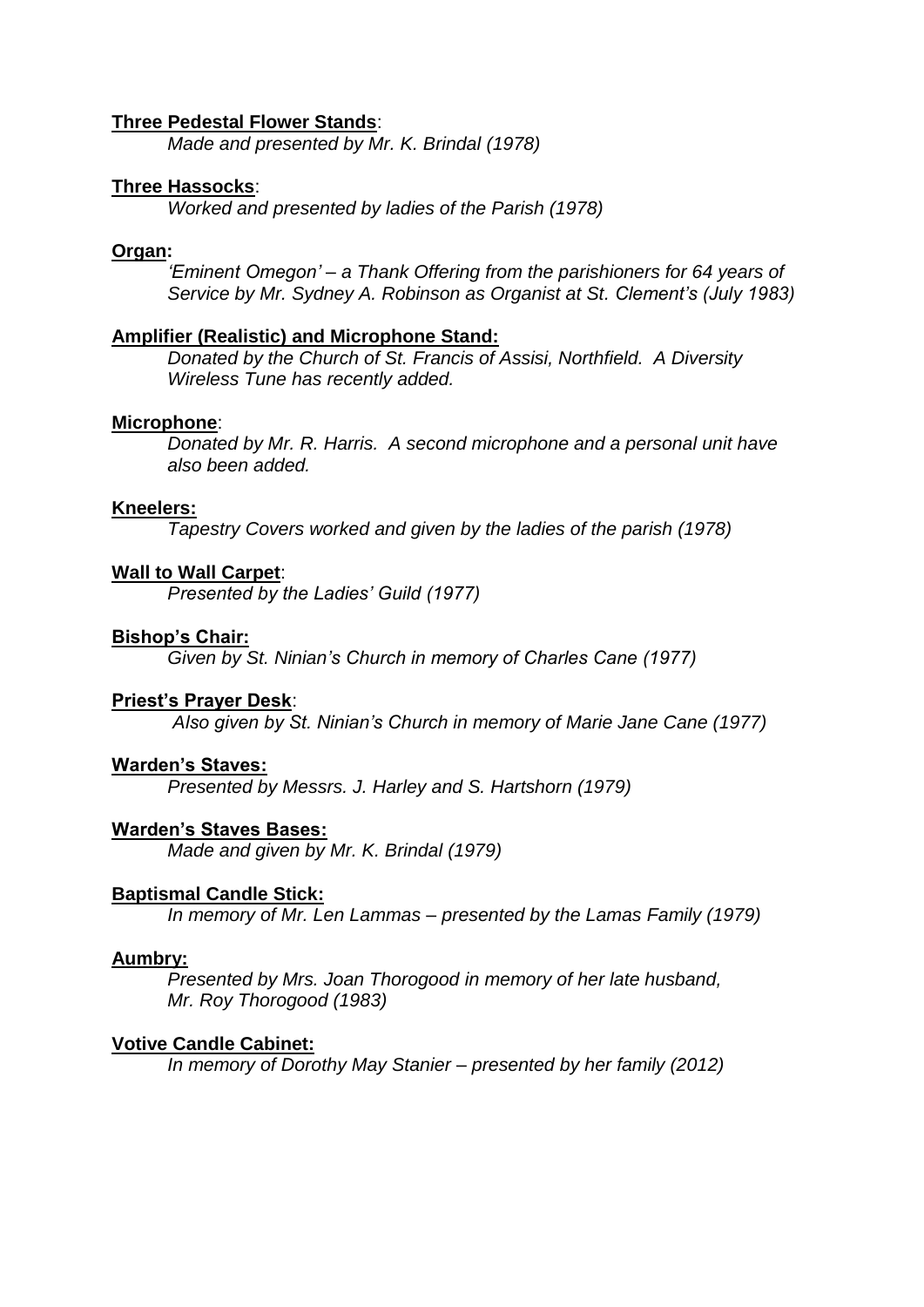**Three Pedestal Flower Stands**:

*Made and presented by Mr. K. Brindal (1978)*

**Three Hassocks**:

*Worked and presented by ladies of the Parish (1978)*

**Organ:**

*'Eminent Omegon' – a Thank Offering from the parishioners for 64 years of Service by Mr. Sydney A. Robinson as Organist at St. Clement's (July 1983)*

**Amplifier (Realistic) and Microphone Stand:**

*Donated by the Church of St. Francis of Assisi, Northfield. A Diversity Wireless Tune has recently added.*

**Microphone**:

*Donated by Mr. R. Harris. A second microphone and a personal unit have also been added.*

**Kneelers:**

*Tapestry Covers worked and given by the ladies of the parish (1978)*

**Wall to Wall Carpet**:

*Presented by the Ladies' Guild (1977)*

**Bishop's Chair:**

*Given by St. Ninian's Church in memory of Charles Cane (1977)*

**Priest's Prayer Desk**:

*Also given by St. Ninian's Church in memory of Marie Jane Cane (1977)*

**Warden's Staves:**

*Presented by Messrs. J. Harley and S. Hartshorn (1979)*

**Warden's Staves Bases:**

*Made and given by Mr. K. Brindal (1979)*

**Baptismal Candle Stick:**

*In memory of Mr. Len Lammas – presented by the Lamas Family (1979)*

**Aumbry:**

*Presented by Mrs. Joan Thorogood in memory of her late husband, Mr. Roy Thorogood (1983)*

**Votive Candle Cabinet:**

*In memory of Dorothy May Stanier – presented by her family (2012)*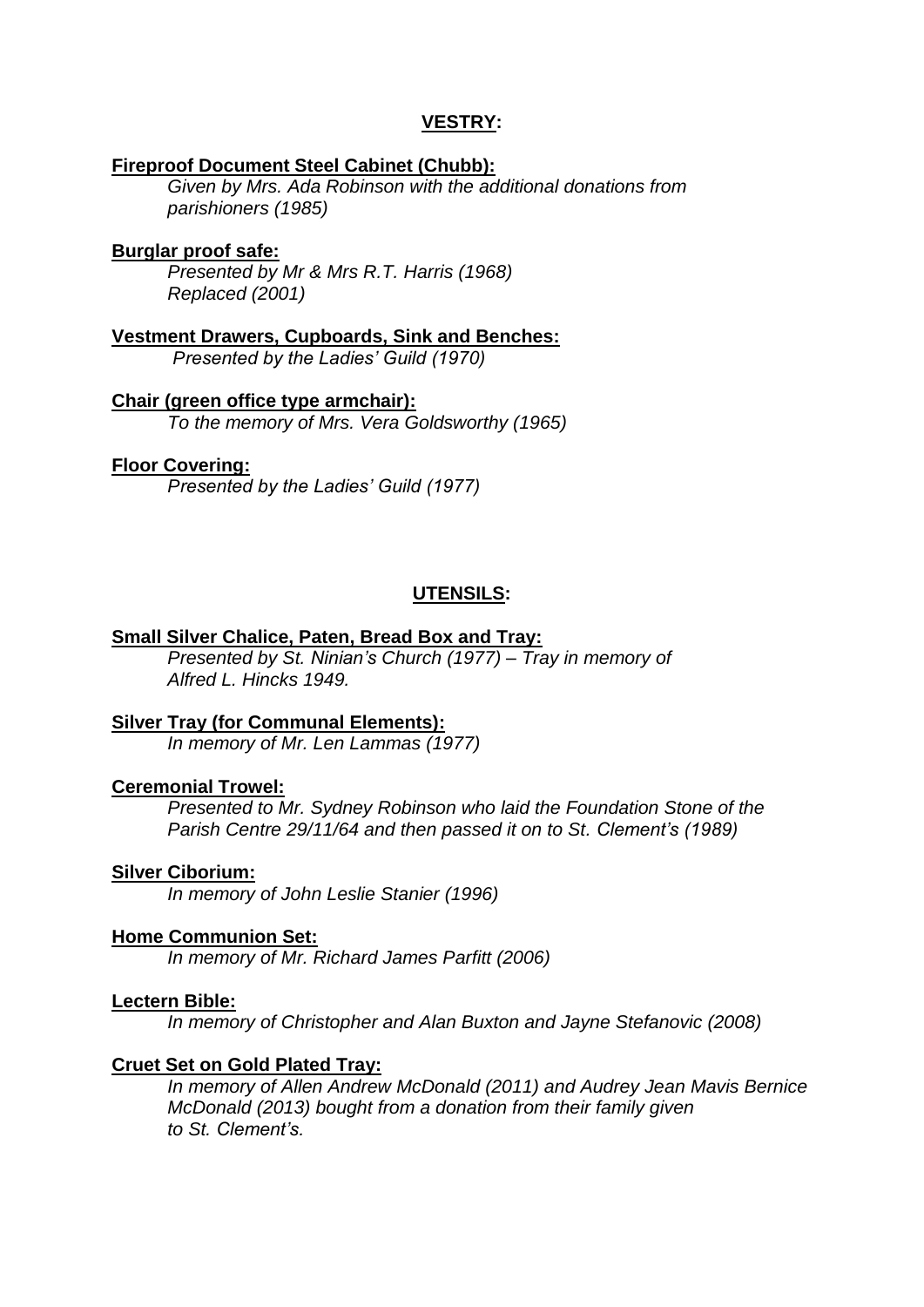## VESTRY:

**Fireproof Document Steel Cabinet (Chubb):**

*Given by Mrs. Ada Robinson with the additional donations from parishioners (1985)*

**Burglar proof safe:**

*Presented by Mr & Mrs R.T. Harris (1968)*
*Replaced (2001)*

**Vestment Drawers, Cupboards, Sink and Benches:**

*Presented by the Ladies' Guild (1970)*

**Chair (green office type armchair):**

*To the memory of Mrs. Vera Goldsworthy (1965)*

**Floor Covering:**

*Presented by the Ladies' Guild (1977)*

## UTENSILS:

**Small Silver Chalice, Paten, Bread Box and Tray:**

*Presented by St. Ninian's Church (1977) – Tray in memory of Alfred L. Hincks 1949.*

**Silver Tray (for Communal Elements):**

*In memory of Mr. Len Lammas (1977)*

**Ceremonial Trowel:**

*Presented to Mr. Sydney Robinson who laid the Foundation Stone of the Parish Centre 29/11/64 and then passed it on to St. Clement's (1989)*

**Silver Ciborium:**

*In memory of John Leslie Stanier (1996)*

**Home Communion Set:**

*In memory of Mr. Richard James Parfitt (2006)*

**Lectern Bible:**

*In memory of Christopher and Alan Buxton and Jayne Stefanovic (2008)*

**Cruet Set on Gold Plated Tray:**

*In memory of Allen Andrew McDonald (2011) and Audrey Jean Mavis Bernice McDonald (2013) bought from a donation from their family given to St. Clement's.*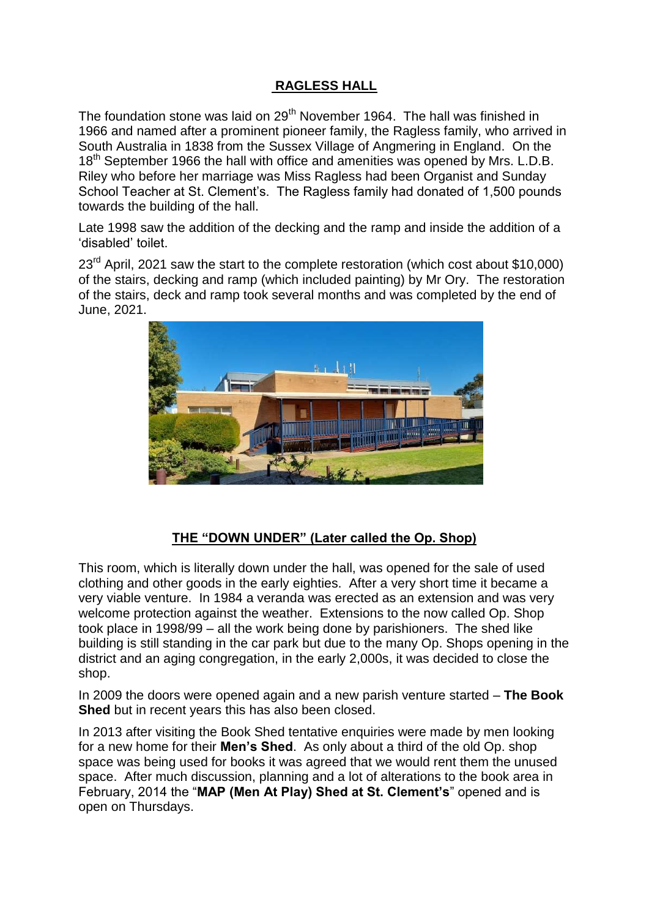## RAGLESS HALL

The foundation stone was laid on 29th November 1964. The hall was finished in 1966 and named after a prominent pioneer family, the Ragless family, who arrived in South Australia in 1838 from the Sussex Village of Angmering in England. On the 18th September 1966 the hall with office and amenities was opened by Mrs. L.D.B. Riley who before her marriage was Miss Ragless had been Organist and Sunday School Teacher at St. Clement's. The Ragless family had donated of 1,500 pounds towards the building of the hall.

Late 1998 saw the addition of the decking and the ramp and inside the addition of a 'disabled' toilet.

23rd April, 2021 saw the start to the complete restoration (which cost about $10,000) of the stairs, decking and ramp (which included painting) by Mr Ory. The restoration of the stairs, deck and ramp took several months and was completed by the end of June, 2021.

## THE "DOWN UNDER" (Later called the Op. Shop)

This room, which is literally down under the hall, was opened for the sale of used clothing and other goods in the early eighties. After a very short time it became a very viable venture. In 1984 a veranda was erected as an extension and was very welcome protection against the weather. Extensions to the now called Op. Shop took place in 1998/99 – all the work being done by parishioners. The shed like building is still standing in the car park but due to the many Op. Shops opening in the district and an aging congregation, in the early 2,000s, it was decided to close the shop.

In 2009 the doors were opened again and a new parish venture started – **The Book Shed** but in recent years this has also been closed.

In 2013 after visiting the Book Shed tentative enquiries were made by men looking for a new home for their **Men's Shed**. As only about a third of the old Op. shop space was being used for books it was agreed that we would rent them the unused space. After much discussion, planning and a lot of alterations to the book area in February, 2014 the "**MAP (Men At Play) Shed at St. Clement's**" opened and is open on Thursdays.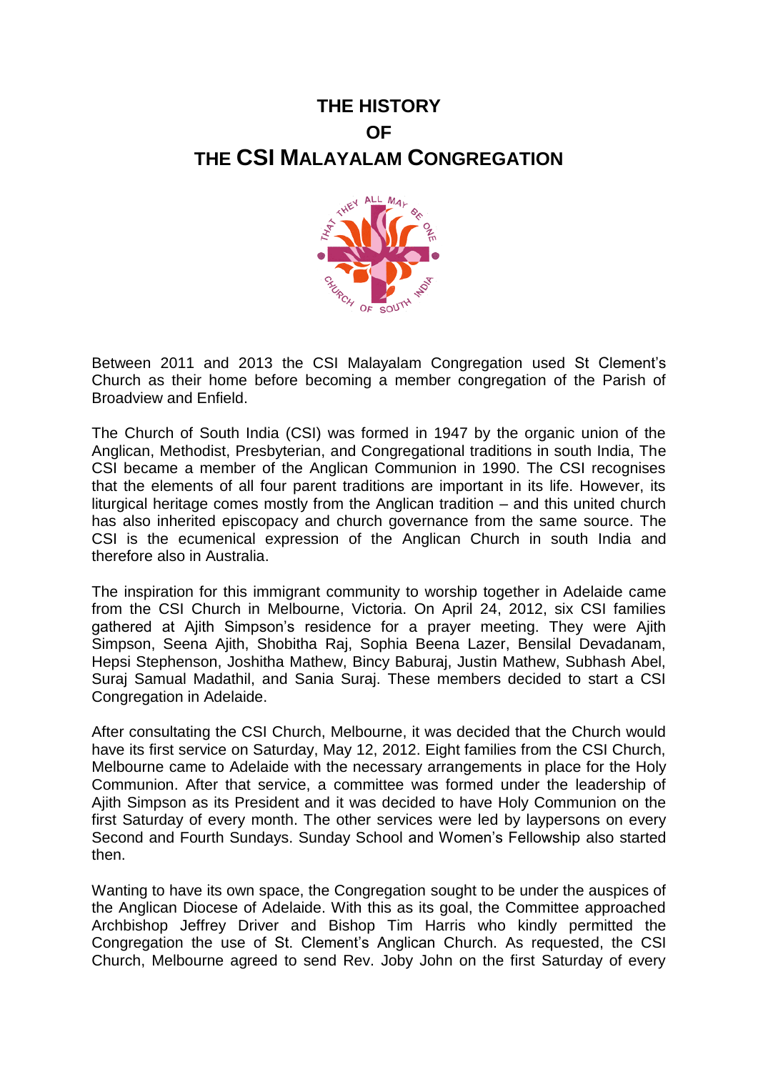# THE HISTORY OF THE CSI MALAYALAM CONGREGATION

Between 2011 and 2013 the CSI Malayalam Congregation used St Clement's Church as their home before becoming a member congregation of the Parish of Broadview and Enfield.

The Church of South India (CSI) was formed in 1947 by the organic union of the Anglican, Methodist, Presbyterian, and Congregational traditions in south India, The CSI became a member of the Anglican Communion in 1990. The CSI recognises that the elements of all four parent traditions are important in its life. However, its liturgical heritage comes mostly from the Anglican tradition – and this united church has also inherited episcopacy and church governance from the same source. The CSI is the ecumenical expression of the Anglican Church in south India and therefore also in Australia.

The inspiration for this immigrant community to worship together in Adelaide came from the CSI Church in Melbourne, Victoria. On April 24, 2012, six CSI families gathered at Ajith Simpson's residence for a prayer meeting. They were Ajith Simpson, Seena Ajith, Shobitha Raj, Sophia Beena Lazer, Bensilal Devadanam, Hepsi Stephenson, Joshitha Mathew, Bincy Baburaj, Justin Mathew, Subhash Abel, Suraj Samual Madathil, and Sania Suraj. These members decided to start a CSI Congregation in Adelaide.

After consultating the CSI Church, Melbourne, it was decided that the Church would have its first service on Saturday, May 12, 2012. Eight families from the CSI Church, Melbourne came to Adelaide with the necessary arrangements in place for the Holy Communion. After that service, a committee was formed under the leadership of Ajith Simpson as its President and it was decided to have Holy Communion on the first Saturday of every month. The other services were led by laypersons on every Second and Fourth Sundays. Sunday School and Women's Fellowship also started then.

Wanting to have its own space, the Congregation sought to be under the auspices of the Anglican Diocese of Adelaide. With this as its goal, the Committee approached Archbishop Jeffrey Driver and Bishop Tim Harris who kindly permitted the Congregation the use of St. Clement's Anglican Church. As requested, the CSI Church, Melbourne agreed to send Rev. Joby John on the first Saturday of every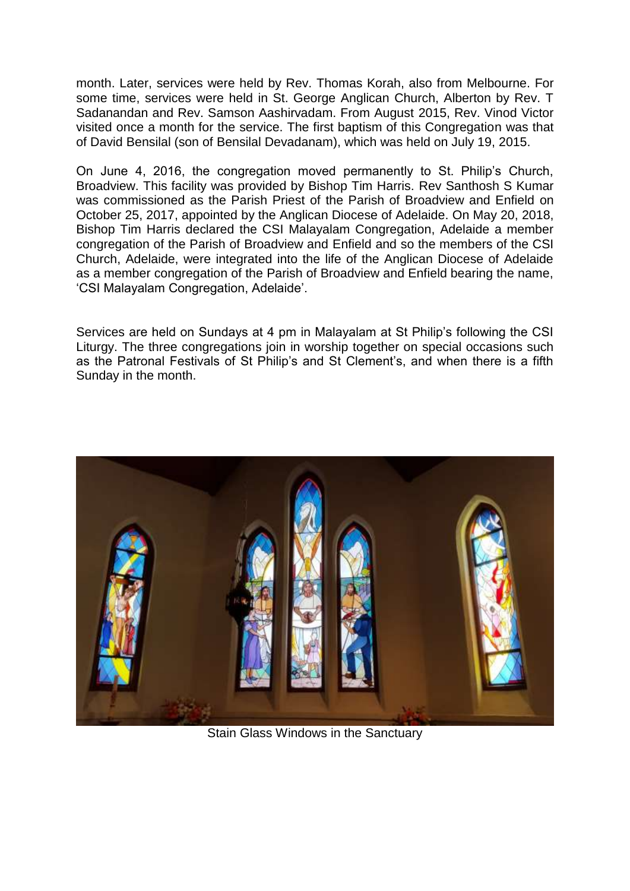month. Later, services were held by Rev. Thomas Korah, also from Melbourne. For some time, services were held in St. George Anglican Church, Alberton by Rev. T Sadanandan and Rev. Samson Aashirvadam. From August 2015, Rev. Vinod Victor visited once a month for the service. The first baptism of this Congregation was that of David Bensilal (son of Bensilal Devadanam), which was held on July 19, 2015.

On June 4, 2016, the congregation moved permanently to St. Philip's Church, Broadview. This facility was provided by Bishop Tim Harris. Rev Santhosh S Kumar was commissioned as the Parish Priest of the Parish of Broadview and Enfield on October 25, 2017, appointed by the Anglican Diocese of Adelaide. On May 20, 2018, Bishop Tim Harris declared the CSI Malayalam Congregation, Adelaide a member congregation of the Parish of Broadview and Enfield and so the members of the CSI Church, Adelaide, were integrated into the life of the Anglican Diocese of Adelaide as a member congregation of the Parish of Broadview and Enfield bearing the name, 'CSI Malayalam Congregation, Adelaide'.

Services are held on Sundays at 4 pm in Malayalam at St Philip's following the CSI Liturgy. The three congregations join in worship together on special occasions such as the Patronal Festivals of St Philip's and St Clement's, and when there is a fifth Sunday in the month.

Stain Glass Windows in the Sanctuary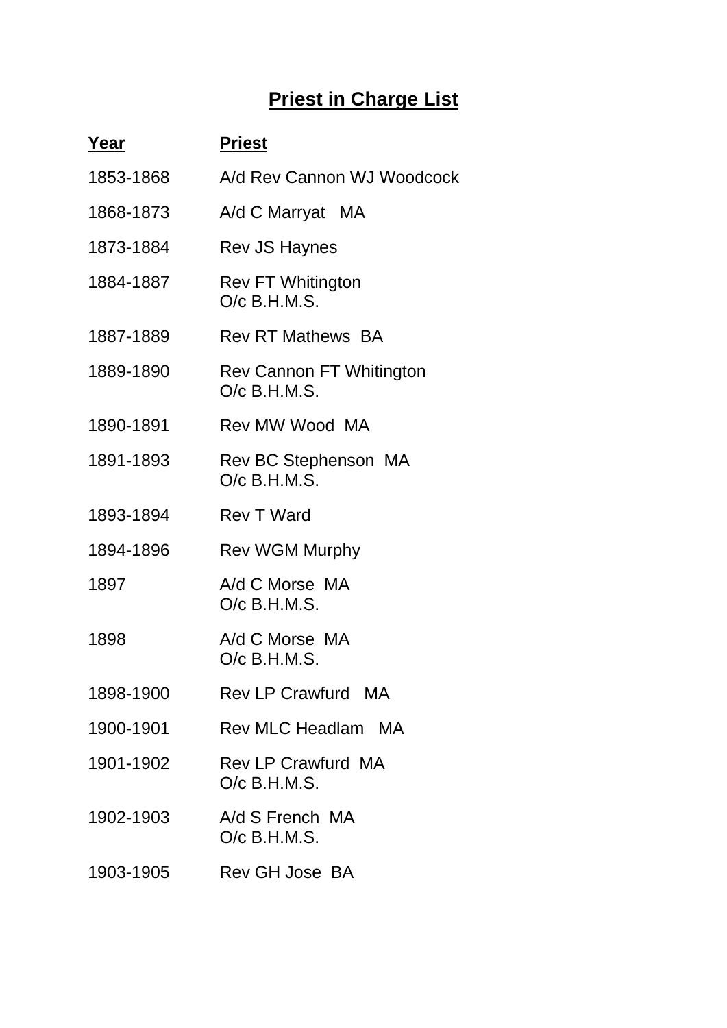# Priest in Charge List

| Year | Priest |
|---|---|
| 1853-1868 | A/d Rev Cannon WJ Woodcock |
| 1868-1873 | A/d C Marryat MA |
| 1873-1884 | Rev JS Haynes |
| 1884-1887 | Rev FT Whitington<br>O/c B.H.M.S. |
| 1887-1889 | Rev RT Mathews BA |
| 1889-1890 | Rev Cannon FT Whitington<br>O/c B.H.M.S. |
| 1890-1891 | Rev MW Wood MA |
| 1891-1893 | Rev BC Stephenson MA<br>O/c B.H.M.S. |
| 1893-1894 | Rev T Ward |
| 1894-1896 | Rev WGM Murphy |
| 1897 | A/d C Morse MA<br>O/c B.H.M.S. |
| 1898 | A/d C Morse MA<br>O/c B.H.M.S. |
| 1898-1900 | Rev LP Crawfurd MA |
| 1900-1901 | Rev MLC Headlam MA |
| 1901-1902 | Rev LP Crawfurd MA<br>O/c B.H.M.S. |
| 1902-1903 | A/d S French MA<br>O/c B.H.M.S. |
| 1903-1905 | Rev GH Jose BA |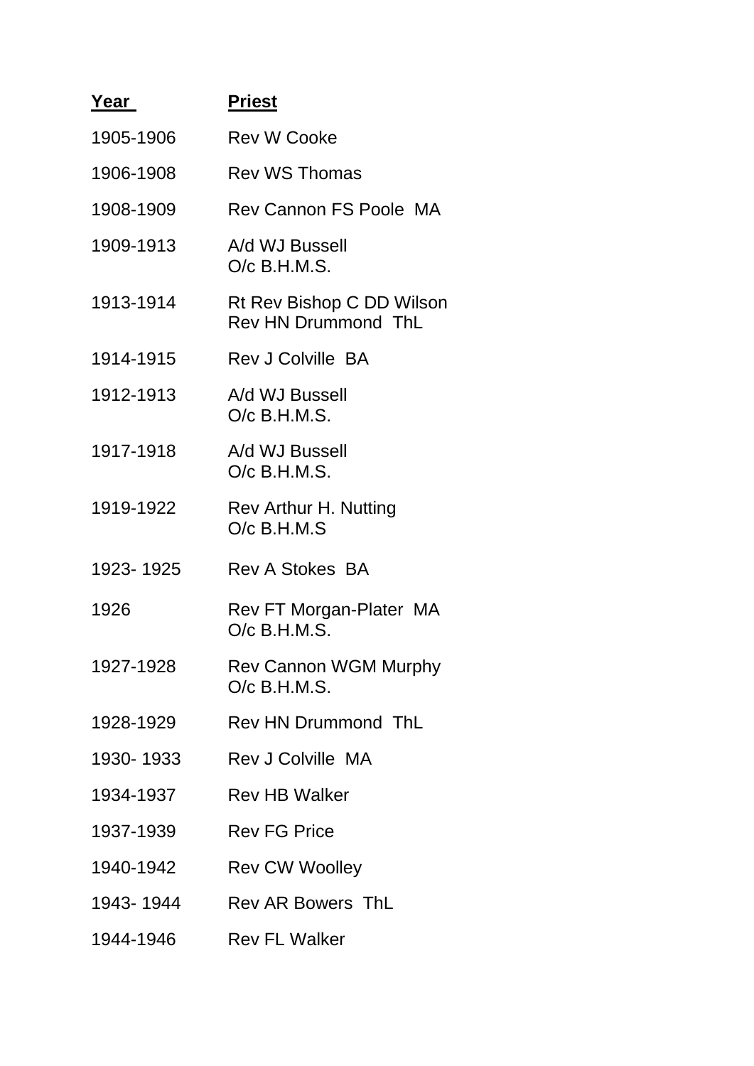| Year | Priest |
|---|---|
| 1905-1906 | Rev W Cooke |
| 1906-1908 | Rev WS Thomas |
| 1908-1909 | Rev Cannon FS Poole MA |
| 1909-1913 | A/d WJ Bussell<br>O/c B.H.M.S. |
| 1913-1914 | Rt Rev Bishop C DD Wilson<br>Rev HN Drummond ThL |
| 1914-1915 | Rev J Colville BA |
| 1912-1913 | A/d WJ Bussell<br>O/c B.H.M.S. |
| 1917-1918 | A/d WJ Bussell<br>O/c B.H.M.S. |
| 1919-1922 | Rev Arthur H. Nutting<br>O/c B.H.M.S |
| 1923- 1925 | Rev A Stokes BA |
| 1926 | Rev FT Morgan-Plater MA<br>O/c B.H.M.S. |
| 1927-1928 | Rev Cannon WGM Murphy<br>O/c B.H.M.S. |
| 1928-1929 | Rev HN Drummond ThL |
| 1930- 1933 | Rev J Colville MA |
| 1934-1937 | Rev HB Walker |
| 1937-1939 | Rev FG Price |
| 1940-1942 | Rev CW Woolley |
| 1943- 1944 | Rev AR Bowers ThL |
| 1944-1946 | Rev FL Walker |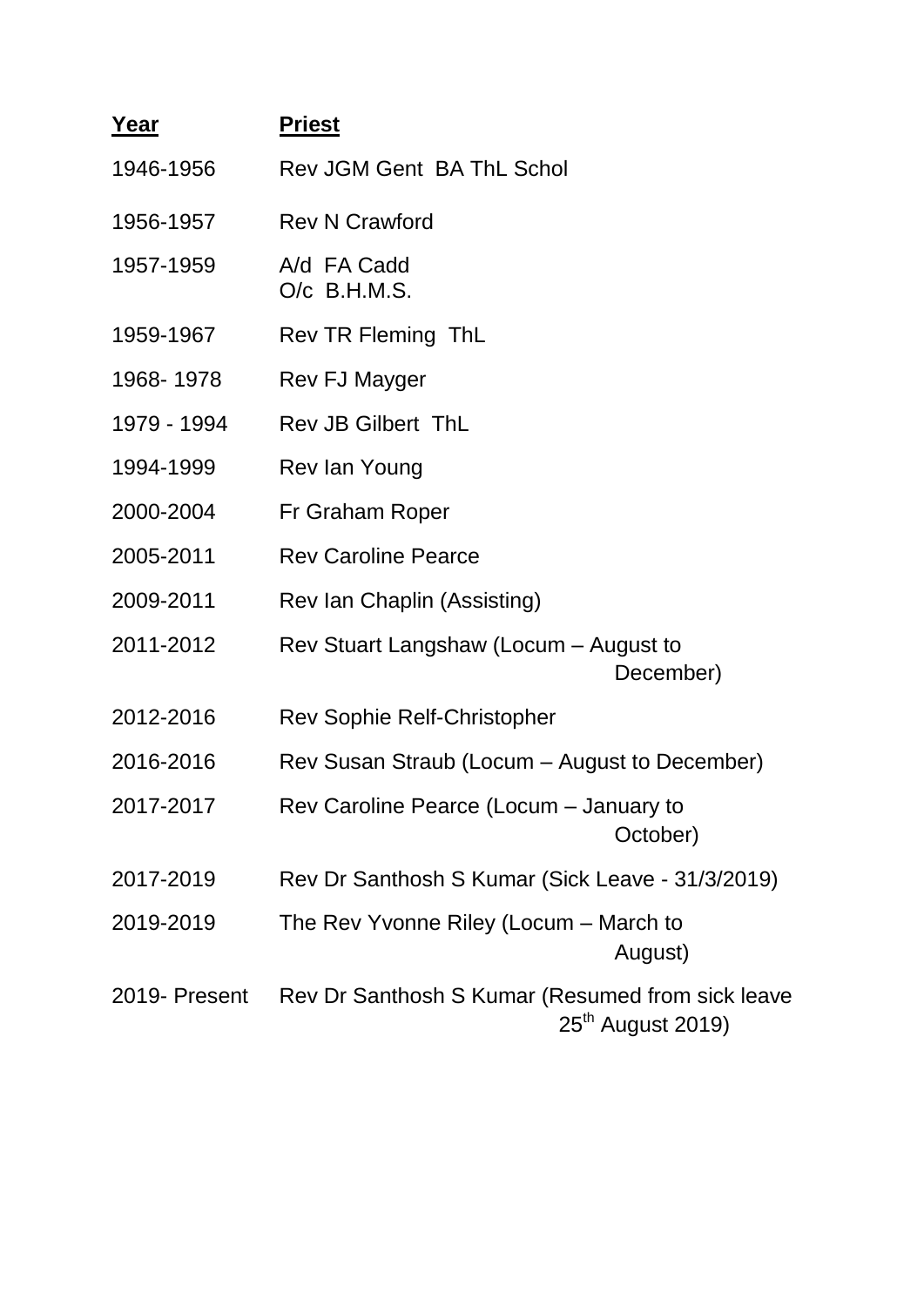| Year | Priest |
| --- | --- |
| 1946-1956 | Rev JGM Gent BA ThL Schol |
| 1956-1957 | Rev N Crawford |
| 1957-1959 | A/d FA Cadd O/c B.H.M.S. |
| 1959-1967 | Rev TR Fleming ThL |
| 1968- 1978 | Rev FJ Mayger |
| 1979 - 1994 | Rev JB Gilbert ThL |
| 1994-1999 | Rev Ian Young |
| 2000-2004 | Fr Graham Roper |
| 2005-2011 | Rev Caroline Pearce |
| 2009-2011 | Rev Ian Chaplin (Assisting) |
| 2011-2012 | Rev Stuart Langshaw (Locum – August to December) |
| 2012-2016 | Rev Sophie Relf-Christopher |
| 2016-2016 | Rev Susan Straub (Locum – August to December) |
| 2017-2017 | Rev Caroline Pearce (Locum – January to October) |
| 2017-2019 | Rev Dr Santhosh S Kumar (Sick Leave - 31/3/2019) |
| 2019-2019 | The Rev Yvonne Riley (Locum – March to August) |
| 2019- Present | Rev Dr Santhosh S Kumar (Resumed from sick leave 25th August 2019) |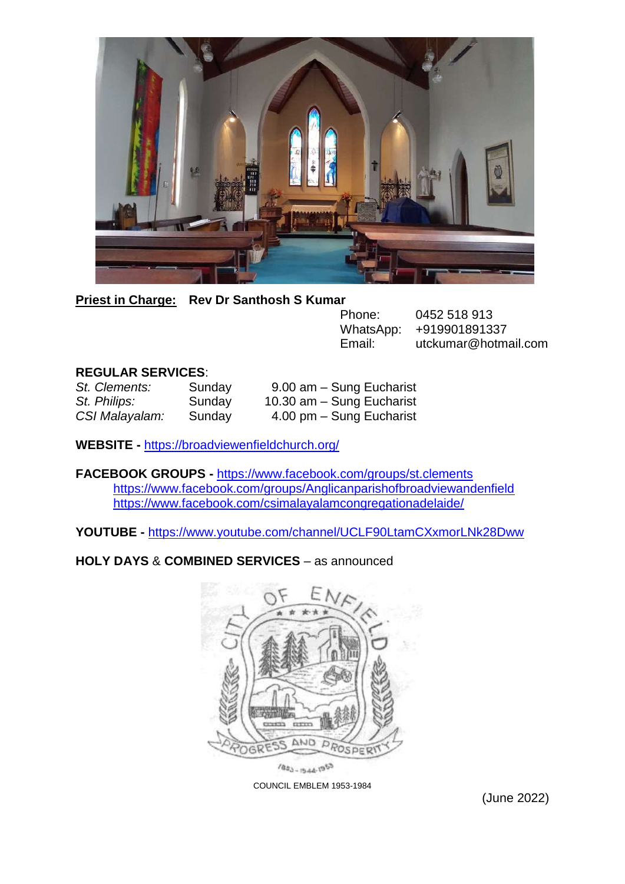**Priest in Charge:** **Rev Dr Santhosh S Kumar**

Phone: 0452 518 913
WhatsApp: +919901891337
Email: utckumar@hotmail.com

**REGULAR SERVICES**:

| | | |
|---|---|---|
| *St. Clements:* | Sunday | 9.00 am – Sung Eucharist |
| *St. Philips:* | Sunday | 10.30 am – Sung Eucharist |
| *CSI Malayalam:* | Sunday | 4.00 pm – Sung Eucharist |

**WEBSITE -** https://broadviewenfieldchurch.org/

**FACEBOOK GROUPS -** https://www.facebook.com/groups/st.clements
https://www.facebook.com/groups/Anglicanparishofbroadviewandenfield
https://www.facebook.com/csimalayalamcongregationadelaide/

**YOUTUBE -** https://www.youtube.com/channel/UCLF90LtamCXxmorLNk28Dww

**HOLY DAYS** & **COMBINED SERVICES** – as announced

COUNCIL EMBLEM 1953-1984

(June 2022)